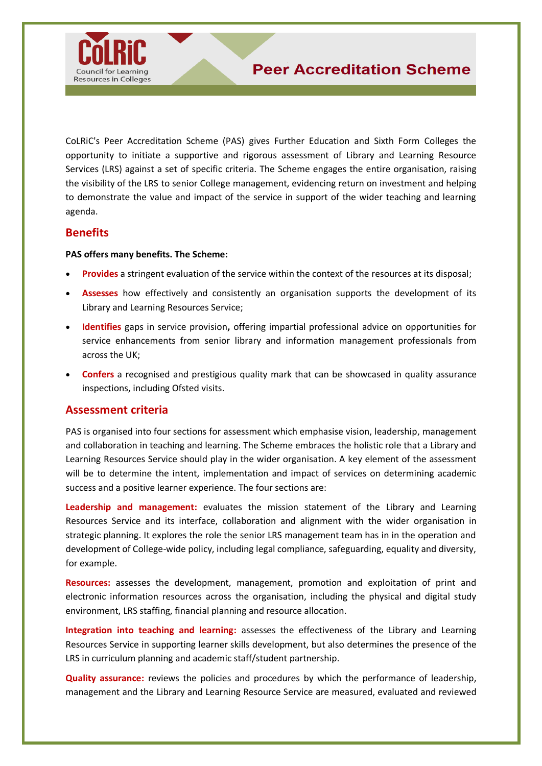# Peer Accreditation Scheme

CoLRiC's Peer Accreditation Scheme (PAS) gives Further Education and Sixth Form Colleges the opportunity to initiate a supportive and rigorous assessment of Library and Learning Resource Services (LRS) against a set of specific criteria. The Scheme engages the entire organisation, raising the visibility of the LRS to senior College management, evidencing return on investment and helping to demonstrate the value and impact of the service in support of the wider teaching and learning agenda.

## Benefits

**PAS offers many benefits. The Scheme:**

- **Provides** a stringent evaluation of the service within the context of the resources at its disposal;
- **Assesses** how effectively and consistently an organisation supports the development of its Library and Learning Resources Service;
- **Identifies** gaps in service provision**,** offering impartial professional advice on opportunities for service enhancements from senior library and information management professionals from across the UK;
- **Confers** a recognised and prestigious quality mark that can be showcased in quality assurance inspections, including Ofsted visits.

## Assessment criteria

PAS is organised into four sections for assessment which emphasise vision, leadership, management and collaboration in teaching and learning. The Scheme embraces the holistic role that a Library and Learning Resources Service should play in the wider organisation. A key element of the assessment will be to determine the intent, implementation and impact of services on determining academic success and a positive learner experience. The four sections are:

**Leadership and management:** evaluates the mission statement of the Library and Learning Resources Service and its interface, collaboration and alignment with the wider organisation in strategic planning. It explores the role the senior LRS management team has in the operation and development of College-wide policy, including legal compliance, safeguarding, equality and diversity, for example.

**Resources:** assesses the development, management, promotion and exploitation of print and electronic information resources across the organisation, including the physical and digital study environment, LRS staffing, financial planning and resource allocation.

**Integration into teaching and learning:** assesses the effectiveness of the Library and Learning Resources Service in supporting learner skills development, but also determines the presence of the LRS in curriculum planning and academic staff/student partnership.

**Quality assurance:** reviews the policies and procedures by which the performance of leadership, management and the Library and Learning Resource Service are measured, evaluated and reviewed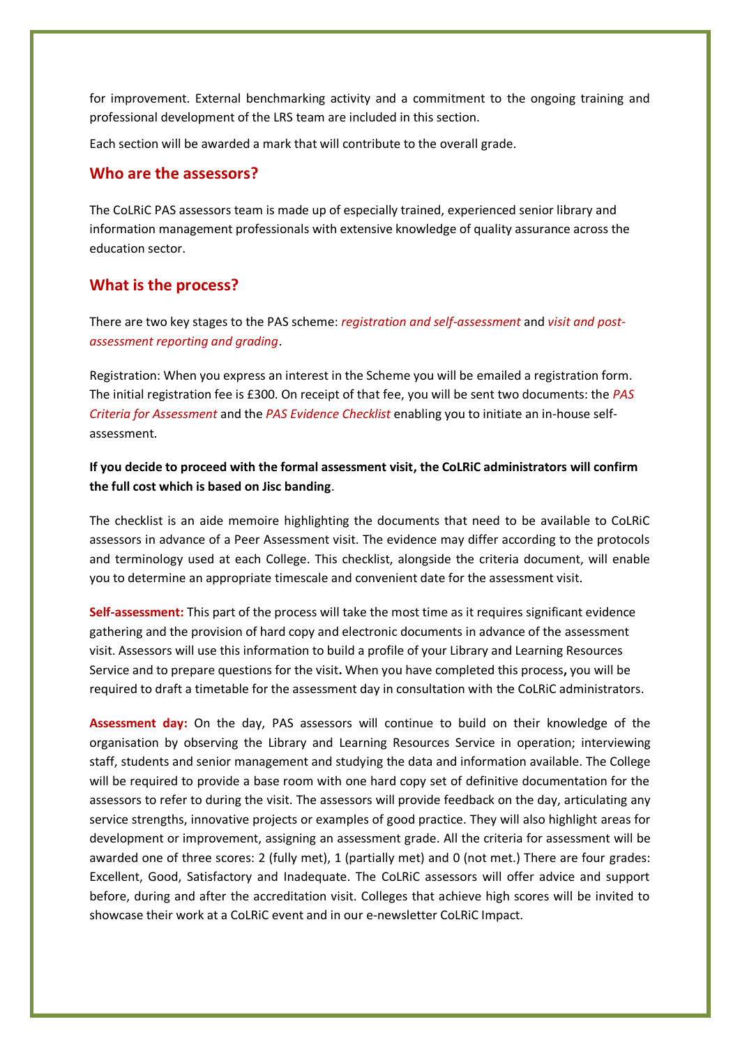for improvement. External benchmarking activity and a commitment to the ongoing training and professional development of the LRS team are included in this section.

Each section will be awarded a mark that will contribute to the overall grade.

## Who are the assessors?

The CoLRiC PAS assessors team is made up of especially trained, experienced senior library and information management professionals with extensive knowledge of quality assurance across the education sector.

## What is the process?

There are two key stages to the PAS scheme: *registration and self-assessment* and *visit and post-assessment reporting and grading*.

Registration: When you express an interest in the Scheme you will be emailed a registration form. The initial registration fee is £300. On receipt of that fee, you will be sent two documents: the *PAS Criteria for Assessment* and the *PAS Evidence Checklist* enabling you to initiate an in-house self-assessment.

**If you decide to proceed with the formal assessment visit, the CoLRiC administrators will confirm the full cost which is based on Jisc banding**.

The checklist is an aide memoire highlighting the documents that need to be available to CoLRiC assessors in advance of a Peer Assessment visit. The evidence may differ according to the protocols and terminology used at each College. This checklist, alongside the criteria document, will enable you to determine an appropriate timescale and convenient date for the assessment visit.

**Self-assessment:** This part of the process will take the most time as it requires significant evidence gathering and the provision of hard copy and electronic documents in advance of the assessment visit. Assessors will use this information to build a profile of your Library and Learning Resources Service and to prepare questions for the visit**.** When you have completed this process**,** you will be required to draft a timetable for the assessment day in consultation with the CoLRiC administrators.

**Assessment day:** On the day, PAS assessors will continue to build on their knowledge of the organisation by observing the Library and Learning Resources Service in operation; interviewing staff, students and senior management and studying the data and information available. The College will be required to provide a base room with one hard copy set of definitive documentation for the assessors to refer to during the visit. The assessors will provide feedback on the day, articulating any service strengths, innovative projects or examples of good practice. They will also highlight areas for development or improvement, assigning an assessment grade. All the criteria for assessment will be awarded one of three scores: 2 (fully met), 1 (partially met) and 0 (not met.) There are four grades: Excellent, Good, Satisfactory and Inadequate. The CoLRiC assessors will offer advice and support before, during and after the accreditation visit. Colleges that achieve high scores will be invited to showcase their work at a CoLRiC event and in our e-newsletter CoLRiC Impact.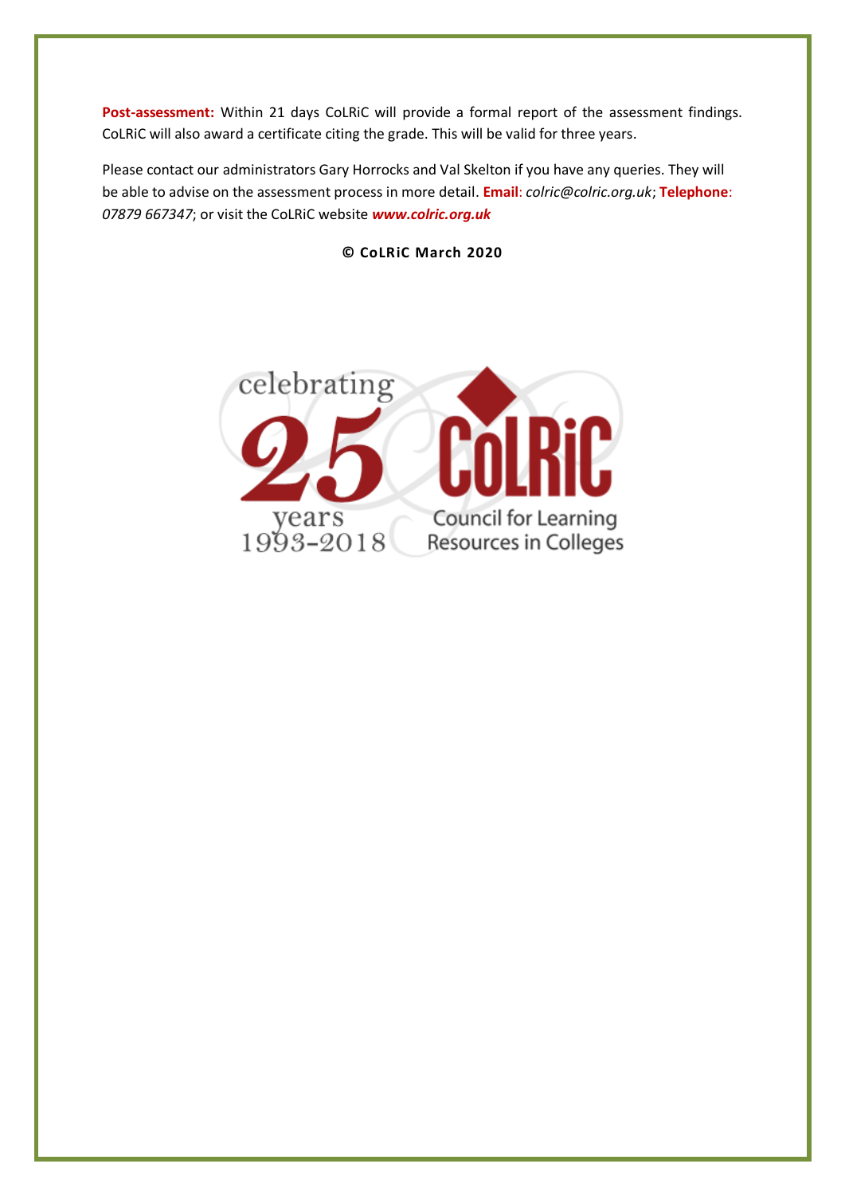**Post-assessment:** Within 21 days CoLRiC will provide a formal report of the assessment findings. CoLRiC will also award a certificate citing the grade. This will be valid for three years.

Please contact our administrators Gary Horrocks and Val Skelton if you have any queries. They will be able to advise on the assessment process in more detail. **Email**: *colric@colric.org.uk*; **Telephone**: *07879 667347*; or visit the CoLRiC website ***www.colric.org.uk***

**© CoLRiC March 2020**

celebrating 25 years 1993–2018

CoLRiC

Council for Learning Resources in Colleges